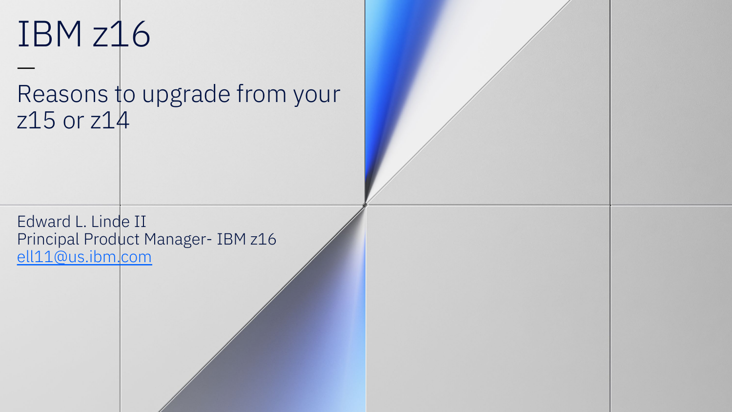# IBM z16

—

## Reasons to upgrade from your z15 or z14

Edward L. Linde II
Principal Product Manager- IBM z16
ell11@us.ibm.com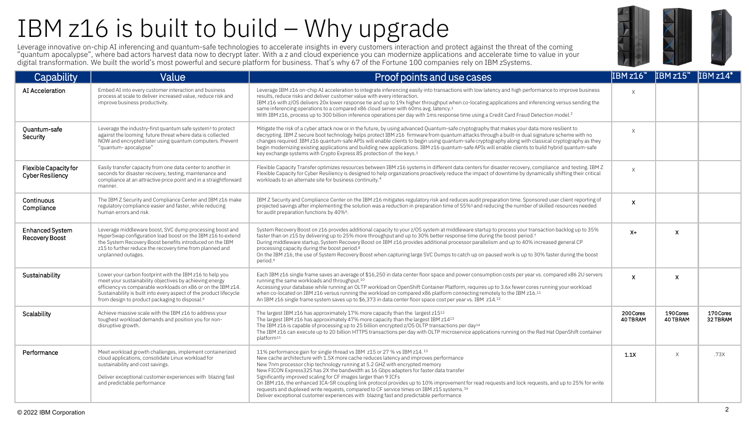# IBM z16 is built to build – Why upgrade

Leverage innovative on-chip AI inferencing and quantum-safe technologies to accelerate insights in every customers interaction and protect against the threat of the coming "quantum apocalypse", where bad actors harvest data now to decrypt later. With a z and cloud experience you can modernize applications and accelerate time to value in your digital transformation. We built the world's most powerful and secure platform for business. That's why 67 of the Fortune 100 companies rely on IBM zSystems.

| Capability | Value | Proof points and use cases | IBM z16™ | IBM z15™ | IBM z14® |
|---|---|---|---|---|---|
| AI Acceleration | Embed AI into every customer interaction and business process at scale to deliver increased value, reduce risk and improve business productivity. | Leverage IBM z16 on-chip AI acceleration to integrate inferencing easily into transactions with low latency and high performance to improve business results, reduce risks and deliver customer value with every interaction.<br>IBM z16 with z/OS delivers 20x lower response tie and up to 19x higher throughput when co-locating applications and inferencing versus sending the same inferencing operations to a compared x86 cloud server with 60ms avg. latency.[1]<br>With IBM z16, process up to 300 billion inference operations per day with 1ms response time using a Credit Card Fraud Detection model.[2] | X | | |
| Quantum-safe Security | Leverage the industry-first quantum safe system[3] to protect against the looming future threat where data is collected NOW and encrypted later using quantum computers. Prevent "quantum- apocalypse" | Mitigate the risk of a cyber attack now or in the future, by using advanced Quantum-safe cryptography that makes your data more resilient to decrypting. IBM Z secure boot technology helps protect IBM z16 firmware from quantum attacks through a built-in dual signature scheme with no changes required. IBM z16 quantum-safe APIs will enable clients to begin using quantum-safe cryptography along with classical cryptography as they begin modernizing existing applications and building new applications. IBM z16 quantum-safe APIs will enable clients to build hybrid quantum-safe key exchange systems with Crypto Express 8S protection of the keys.[3] | X | | |
| Flexible Capacity for Cyber Resiliency | Easily transfer capacity from one data center to another in seconds for disaster recovery, testing, maintenance and compliance at an attractive price point and in a straightforward manner. | Flexible Capacity Transfer optimizes resources between IBM z16 systems in different data centers for disaster recovery, compliance and testing. IBM Z Flexible Capacity for Cyber Resiliency is designed to help organizations proactively reduce the impact of downtime by dynamically shifting their critical workloads to an alternate site for business continuity.[4] | X | | |
| Continuous Compliance | The IBM Z Security and Compliance Center and IBM z16 make regulatory compliance easier and faster, while reducing human errors and risk | IBM Z Security and Compliance Center on the IBM z16 mitigates regulatory risk and reduces audit preparation time. Sponsored user client reporting of projected savings after implementing the solution was a reduction in preparation time of 55%[5] and reducing the number of skilled resources needed for audit preparation functions by 40%[6]. | X | | |
| Enhanced System Recovery Boost | Leverage middleware boost, SVC dump processing boost and HyperSwap configuration load boost on the IBM z16 to extend the System Recovery Boost benefits introduced on the IBM z15 to further reduce the recovery time from planned and unplanned outages. | System Recovery Boost on z16 provides additional capacity to your z/OS system at middleware startup to process your transaction backlog up to 35% faster than on z15 by delivering up to 25% more throughput and up to 30% better response time during the boost period.[7]<br>During middleware startup, System Recovery Boost on IBM z16 provides additional processor parallelism and up to 40% increased general CP processing capacity during the boost period.[8]<br>On the IBM z16, the use of System Recovery Boost when capturing large SVC Dumps to catch up on paused work is up to 30% faster during the boost period.[9] | X+ | X | |
| Sustainability | Lower your carbon footprint with the IBM z16 to help you meet your sustainability objectives by achieving energy efficiency vs comparable workloads on x86 or on the IBM z14. Sustainability is built into every aspect of the product lifecycle from design to product packaging to disposal.[6] | Each IBM z16 single frame saves an average of $16,250 in data center floor space and power consumption costs per year vs. compared x86 2U servers running the same workloads and throughput.[10]<br>Accessing your database while running an OLTP workload on OpenShift Container Platform, requires up to 3.6x fewer cores running your workload when co-located on IBM z16 versus running the workload on compared x86 platform connecting remotely to the IBM z16.[11]<br>An IBM z16 single frame system saves up to $6,373 in data center floor space cost per year vs. IBM z14.[12] | X | X | |
| Scalability | Achieve massive scale with the IBM z16 to address your toughest workload demands and position you for non-disruptive growth. | The largest IBM z16 has approximately 17% more capacity than the largest z15[13]<br>The largest IBM z16 has approximately 47% more capacity than the largest IBM z14[13]<br>The IBM z16 is capable of processing up to 25 billion encrypted z/OS OLTP transactions per day[14]<br>The IBM z16 can execute up to 20 billion HTTPS transactions per day with OLTP microservice applications running on the Red Hat OpenShift container platform[15] | 200 Cores 40 TB RAM | 190 Cores 40 TB RAM | 170 Cores 32 TB RAM |
| Performance | Meet workload growth challenges, implement containerized cloud applications, consolidate Linux workload for sustainability and cost savings.<br><br>Deliver exceptional customer experiences with blazing fast and predictable performance | 11% performance gain for single thread vs IBM z15 or 27 % vs IBM z14.[13]<br>New cache architecture with 1.5X more cache reduces latency and improves performance<br>New 7nm processor chip technology running at 5.2 GHZ with encrypted memory<br>New FICON Express32S has 2X the bandwidth as 16 Gbps adapters for faster data transfer<br>Significantly improved scaling for CF images larger than 9 ICFs<br>On IBM z16, the enhanced ICA-SR coupling link protocol provides up to 10% improvement for read requests and lock requests, and up to 25% for write requests and duplexed write requests, compared to CF service times on IBM z15 systems.[16]<br>Deliver exceptional customer experiences with blazing fast and predictable performance | 1.1X | X | .73X |

© 2022 IBM Corporation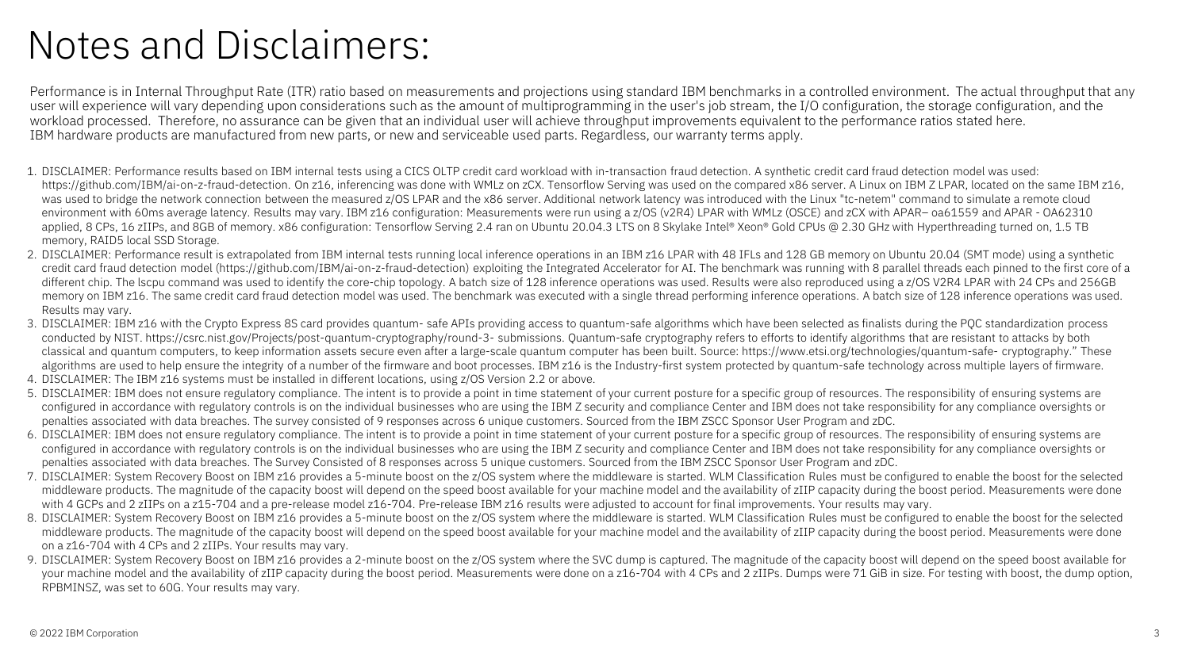# Notes and Disclaimers:

Performance is in Internal Throughput Rate (ITR) ratio based on measurements and projections using standard IBM benchmarks in a controlled environment. The actual throughput that any user will experience will vary depending upon considerations such as the amount of multiprogramming in the user's job stream, the I/O configuration, the storage configuration, and the workload processed. Therefore, no assurance can be given that an individual user will achieve throughput improvements equivalent to the performance ratios stated here.
IBM hardware products are manufactured from new parts, or new and serviceable used parts. Regardless, our warranty terms apply.

1. DISCLAIMER: Performance results based on IBM internal tests using a CICS OLTP credit card workload with in-transaction fraud detection. A synthetic credit card fraud detection model was used: https://github.com/IBM/ai-on-z-fraud-detection. On z16, inferencing was done with WMLz on zCX. Tensorflow Serving was used on the compared x86 server. A Linux on IBM Z LPAR, located on the same IBM z16, was used to bridge the network connection between the measured z/OS LPAR and the x86 server. Additional network latency was introduced with the Linux "tc-netem" command to simulate a remote cloud environment with 60ms average latency. Results may vary. IBM z16 configuration: Measurements were run using a z/OS (v2R4) LPAR with WMLz (OSCE) and zCX with APAR– oa61559 and APAR - OA62310 applied, 8 CPs, 16 zIIPs, and 8GB of memory. x86 configuration: Tensorflow Serving 2.4 ran on Ubuntu 20.04.3 LTS on 8 Skylake Intel® Xeon® Gold CPUs @ 2.30 GHz with Hyperthreading turned on, 1.5 TB memory, RAID5 local SSD Storage.
2. DISCLAIMER: Performance result is extrapolated from IBM internal tests running local inference operations in an IBM z16 LPAR with 48 IFLs and 128 GB memory on Ubuntu 20.04 (SMT mode) using a synthetic credit card fraud detection model (https://github.com/IBM/ai-on-z-fraud-detection) exploiting the Integrated Accelerator for AI. The benchmark was running with 8 parallel threads each pinned to the first core of a different chip. The lscpu command was used to identify the core-chip topology. A batch size of 128 inference operations was used. Results were also reproduced using a z/OS V2R4 LPAR with 24 CPs and 256GB memory on IBM z16. The same credit card fraud detection model was used. The benchmark was executed with a single thread performing inference operations. A batch size of 128 inference operations was used. Results may vary.
3. DISCLAIMER: IBM z16 with the Crypto Express 8S card provides quantum- safe APIs providing access to quantum-safe algorithms which have been selected as finalists during the PQC standardization process conducted by NIST. https://csrc.nist.gov/Projects/post-quantum-cryptography/round-3- submissions. Quantum-safe cryptography refers to efforts to identify algorithms that are resistant to attacks by both classical and quantum computers, to keep information assets secure even after a large-scale quantum computer has been built. Source: https://www.etsi.org/technologies/quantum-safe- cryptography." These algorithms are used to help ensure the integrity of a number of the firmware and boot processes. IBM z16 is the Industry-first system protected by quantum-safe technology across multiple layers of firmware.
4. DISCLAIMER: The IBM z16 systems must be installed in different locations, using z/OS Version 2.2 or above.
5. DISCLAIMER: IBM does not ensure regulatory compliance. The intent is to provide a point in time statement of your current posture for a specific group of resources. The responsibility of ensuring systems are configured in accordance with regulatory controls is on the individual businesses who are using the IBM Z security and compliance Center and IBM does not take responsibility for any compliance oversights or penalties associated with data breaches. The survey consisted of 9 responses across 6 unique customers. Sourced from the IBM ZSCC Sponsor User Program and zDC.
6. DISCLAIMER: IBM does not ensure regulatory compliance. The intent is to provide a point in time statement of your current posture for a specific group of resources. The responsibility of ensuring systems are configured in accordance with regulatory controls is on the individual businesses who are using the IBM Z security and compliance Center and IBM does not take responsibility for any compliance oversights or penalties associated with data breaches. The Survey Consisted of 8 responses across 5 unique customers. Sourced from the IBM ZSCC Sponsor User Program and zDC.
7. DISCLAIMER: System Recovery Boost on IBM z16 provides a 5-minute boost on the z/OS system where the middleware is started. WLM Classification Rules must be configured to enable the boost for the selected middleware products. The magnitude of the capacity boost will depend on the speed boost available for your machine model and the availability of zIIP capacity during the boost period. Measurements were done with 4 GCPs and 2 zIIPs on a z15-704 and a pre-release model z16-704. Pre-release IBM z16 results were adjusted to account for final improvements. Your results may vary.
8. DISCLAIMER: System Recovery Boost on IBM z16 provides a 5-minute boost on the z/OS system where the middleware is started. WLM Classification Rules must be configured to enable the boost for the selected middleware products. The magnitude of the capacity boost will depend on the speed boost available for your machine model and the availability of zIIP capacity during the boost period. Measurements were done on a z16-704 with 4 CPs and 2 zIIPs. Your results may vary.
9. DISCLAIMER: System Recovery Boost on IBM z16 provides a 2-minute boost on the z/OS system where the SVC dump is captured. The magnitude of the capacity boost will depend on the speed boost available for your machine model and the availability of zIIP capacity during the boost period. Measurements were done on a z16-704 with 4 CPs and 2 zIIPs. Dumps were 71 GiB in size. For testing with boost, the dump option, RPBMINSZ, was set to 60G. Your results may vary.

© 2022 IBM Corporation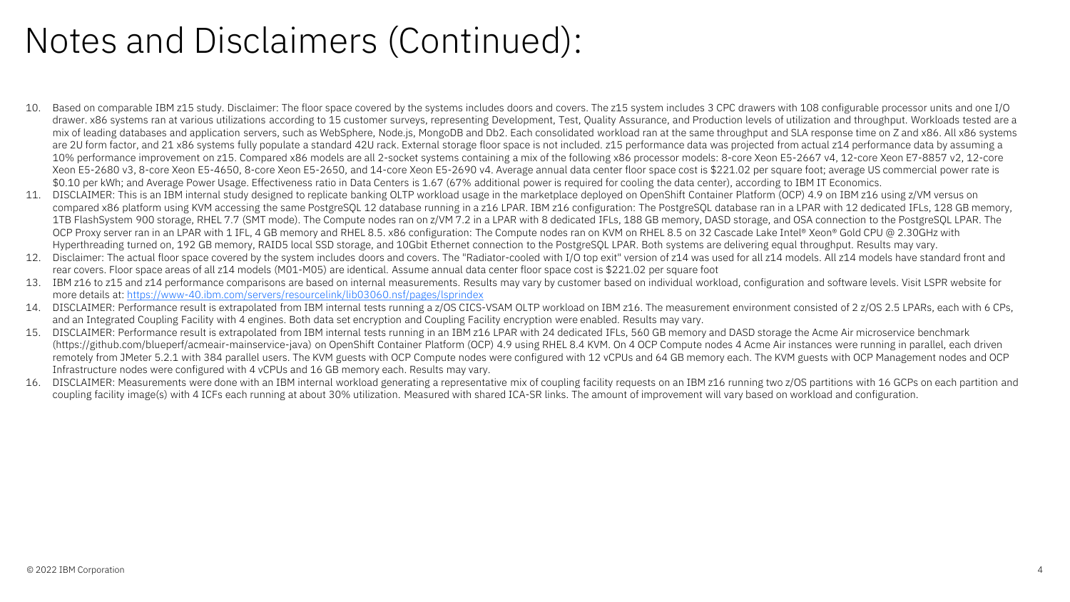# Notes and Disclaimers (Continued):

10. Based on comparable IBM z15 study. Disclaimer: The floor space covered by the systems includes doors and covers. The z15 system includes 3 CPC drawers with 108 configurable processor units and one I/O drawer. x86 systems ran at various utilizations according to 15 customer surveys, representing Development, Test, Quality Assurance, and Production levels of utilization and throughput. Workloads tested are a mix of leading databases and application servers, such as WebSphere, Node.js, MongoDB and Db2. Each consolidated workload ran at the same throughput and SLA response time on Z and x86. All x86 systems are 2U form factor, and 21 x86 systems fully populate a standard 42U rack. External storage floor space is not included. z15 performance data was projected from actual z14 performance data by assuming a 10% performance improvement on z15. Compared x86 models are all 2-socket systems containing a mix of the following x86 processor models: 8-core Xeon E5-2667 v4, 12-core Xeon E7-8857 v2, 12-core Xeon E5-2680 v3, 8-core Xeon E5-4650, 8-core Xeon E5-2650, and 14-core Xeon E5-2690 v4. Average annual data center floor space cost is $221.02 per square foot; average US commercial power rate is $0.10 per kWh; and Average Power Usage. Effectiveness ratio in Data Centers is 1.67 (67% additional power is required for cooling the data center), according to IBM IT Economics.
11. DISCLAIMER: This is an IBM internal study designed to replicate banking OLTP workload usage in the marketplace deployed on OpenShift Container Platform (OCP) 4.9 on IBM z16 using z/VM versus on compared x86 platform using KVM accessing the same PostgreSQL 12 database running in a z16 LPAR. IBM z16 configuration: The PostgreSQL database ran in a LPAR with 12 dedicated IFLs, 128 GB memory, 1TB FlashSystem 900 storage, RHEL 7.7 (SMT mode). The Compute nodes ran on z/VM 7.2 in a LPAR with 8 dedicated IFLs, 188 GB memory, DASD storage, and OSA connection to the PostgreSQL LPAR. The OCP Proxy server ran in an LPAR with 1 IFL, 4 GB memory and RHEL 8.5. x86 configuration: The Compute nodes ran on KVM on RHEL 8.5 on 32 Cascade Lake Intel® Xeon® Gold CPU @ 2.30GHz with Hyperthreading turned on, 192 GB memory, RAID5 local SSD storage, and 10Gbit Ethernet connection to the PostgreSQL LPAR. Both systems are delivering equal throughput. Results may vary.
12. Disclaimer: The actual floor space covered by the system includes doors and covers. The "Radiator-cooled with I/O top exit" version of z14 was used for all z14 models. All z14 models have standard front and rear covers. Floor space areas of all z14 models (M01-M05) are identical. Assume annual data center floor space cost is $221.02 per square foot
13. IBM z16 to z15 and z14 performance comparisons are based on internal measurements. Results may vary by customer based on individual workload, configuration and software levels. Visit LSPR website for more details at: https://www-40.ibm.com/servers/resourcelink/lib03060.nsf/pages/lsprindex
14. DISCLAIMER: Performance result is extrapolated from IBM internal tests running a z/OS CICS-VSAM OLTP workload on IBM z16. The measurement environment consisted of 2 z/OS 2.5 LPARs, each with 6 CPs, and an Integrated Coupling Facility with 4 engines. Both data set encryption and Coupling Facility encryption were enabled. Results may vary.
15. DISCLAIMER: Performance result is extrapolated from IBM internal tests running in an IBM z16 LPAR with 24 dedicated IFLs, 560 GB memory and DASD storage the Acme Air microservice benchmark (https://github.com/blueperf/acmeair-mainservice-java) on OpenShift Container Platform (OCP) 4.9 using RHEL 8.4 KVM. On 4 OCP Compute nodes 4 Acme Air instances were running in parallel, each driven remotely from JMeter 5.2.1 with 384 parallel users. The KVM guests with OCP Compute nodes were configured with 12 vCPUs and 64 GB memory each. The KVM guests with OCP Management nodes and OCP Infrastructure nodes were configured with 4 vCPUs and 16 GB memory each. Results may vary.
16. DISCLAIMER: Measurements were done with an IBM internal workload generating a representative mix of coupling facility requests on an IBM z16 running two z/OS partitions with 16 GCPs on each partition and coupling facility image(s) with 4 ICFs each running at about 30% utilization. Measured with shared ICA-SR links. The amount of improvement will vary based on workload and configuration.

© 2022 IBM Corporation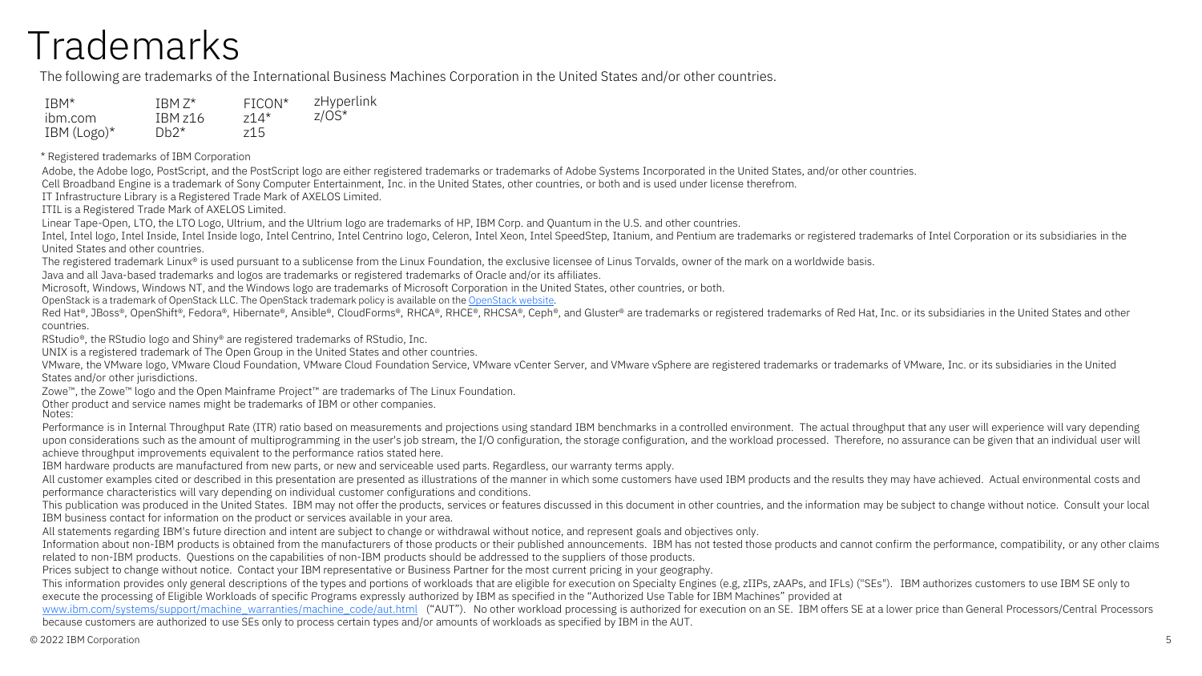# Trademarks

The following are trademarks of the International Business Machines Corporation in the United States and/or other countries.

| | | | |
|---|---|---|---|
| IBM* | IBM Z* | FICON* | zHyperlink |
| ibm.com | IBM z16 | z14* | z/OS* |
| IBM (Logo)* | Db2* | z15 | |

\* Registered trademarks of IBM Corporation

Adobe, the Adobe logo, PostScript, and the PostScript logo are either registered trademarks or trademarks of Adobe Systems Incorporated in the United States, and/or other countries.

Cell Broadband Engine is a trademark of Sony Computer Entertainment, Inc. in the United States, other countries, or both and is used under license therefrom.

IT Infrastructure Library is a Registered Trade Mark of AXELOS Limited.

ITIL is a Registered Trade Mark of AXELOS Limited.

Linear Tape-Open, LTO, the LTO Logo, Ultrium, and the Ultrium logo are trademarks of HP, IBM Corp. and Quantum in the U.S. and other countries.

Intel, Intel logo, Intel Inside, Intel Inside logo, Intel Centrino, Intel Centrino logo, Celeron, Intel Xeon, Intel SpeedStep, Itanium, and Pentium are trademarks or registered trademarks of Intel Corporation or its subsidiaries in the United States and other countries.

The registered trademark Linux® is used pursuant to a sublicense from the Linux Foundation, the exclusive licensee of Linus Torvalds, owner of the mark on a worldwide basis.

Java and all Java-based trademarks and logos are trademarks or registered trademarks of Oracle and/or its affiliates.

Microsoft, Windows, Windows NT, and the Windows logo are trademarks of Microsoft Corporation in the United States, other countries, or both.

OpenStack is a trademark of OpenStack LLC. The OpenStack trademark policy is available on the OpenStack website.

Red Hat®, JBoss®, OpenShift®, Fedora®, Hibernate®, Ansible®, CloudForms®, RHCA®, RHCE®, RHCSA®, Ceph®, and Gluster® are trademarks or registered trademarks of Red Hat, Inc. or its subsidiaries in the United States and other countries.

RStudio®, the RStudio logo and Shiny® are registered trademarks of RStudio, Inc.

UNIX is a registered trademark of The Open Group in the United States and other countries.

VMware, the VMware logo, VMware Cloud Foundation, VMware Cloud Foundation Service, VMware vCenter Server, and VMware vSphere are registered trademarks or trademarks of VMware, Inc. or its subsidiaries in the United States and/or other jurisdictions.

Zowe™, the Zowe™ logo and the Open Mainframe Project™ are trademarks of The Linux Foundation.

Other product and service names might be trademarks of IBM or other companies.

Notes:

Performance is in Internal Throughput Rate (ITR) ratio based on measurements and projections using standard IBM benchmarks in a controlled environment. The actual throughput that any user will experience will vary depending upon considerations such as the amount of multiprogramming in the user's job stream, the I/O configuration, the storage configuration, and the workload processed. Therefore, no assurance can be given that an individual user will achieve throughput improvements equivalent to the performance ratios stated here.

IBM hardware products are manufactured from new parts, or new and serviceable used parts. Regardless, our warranty terms apply.

All customer examples cited or described in this presentation are presented as illustrations of the manner in which some customers have used IBM products and the results they may have achieved. Actual environmental costs and performance characteristics will vary depending on individual customer configurations and conditions.

This publication was produced in the United States. IBM may not offer the products, services or features discussed in this document in other countries, and the information may be subject to change without notice. Consult your local IBM business contact for information on the product or services available in your area.

All statements regarding IBM's future direction and intent are subject to change or withdrawal without notice, and represent goals and objectives only.

Information about non-IBM products is obtained from the manufacturers of those products or their published announcements. IBM has not tested those products and cannot confirm the performance, compatibility, or any other claims related to non-IBM products. Questions on the capabilities of non-IBM products should be addressed to the suppliers of those products.

Prices subject to change without notice. Contact your IBM representative or Business Partner for the most current pricing in your geography.

This information provides only general descriptions of the types and portions of workloads that are eligible for execution on Specialty Engines (e.g, zIIPs, zAAPs, and IFLs) ("SEs"). IBM authorizes customers to use IBM SE only to execute the processing of Eligible Workloads of specific Programs expressly authorized by IBM as specified in the "Authorized Use Table for IBM Machines" provided at www.ibm.com/systems/support/machine_warranties/machine_code/aut.html ("AUT"). No other workload processing is authorized for execution on an SE. IBM offers SE at a lower price than General Processors/Central Processors because customers are authorized to use SEs only to process certain types and/or amounts of workloads as specified by IBM in the AUT.

© 2022 IBM Corporation